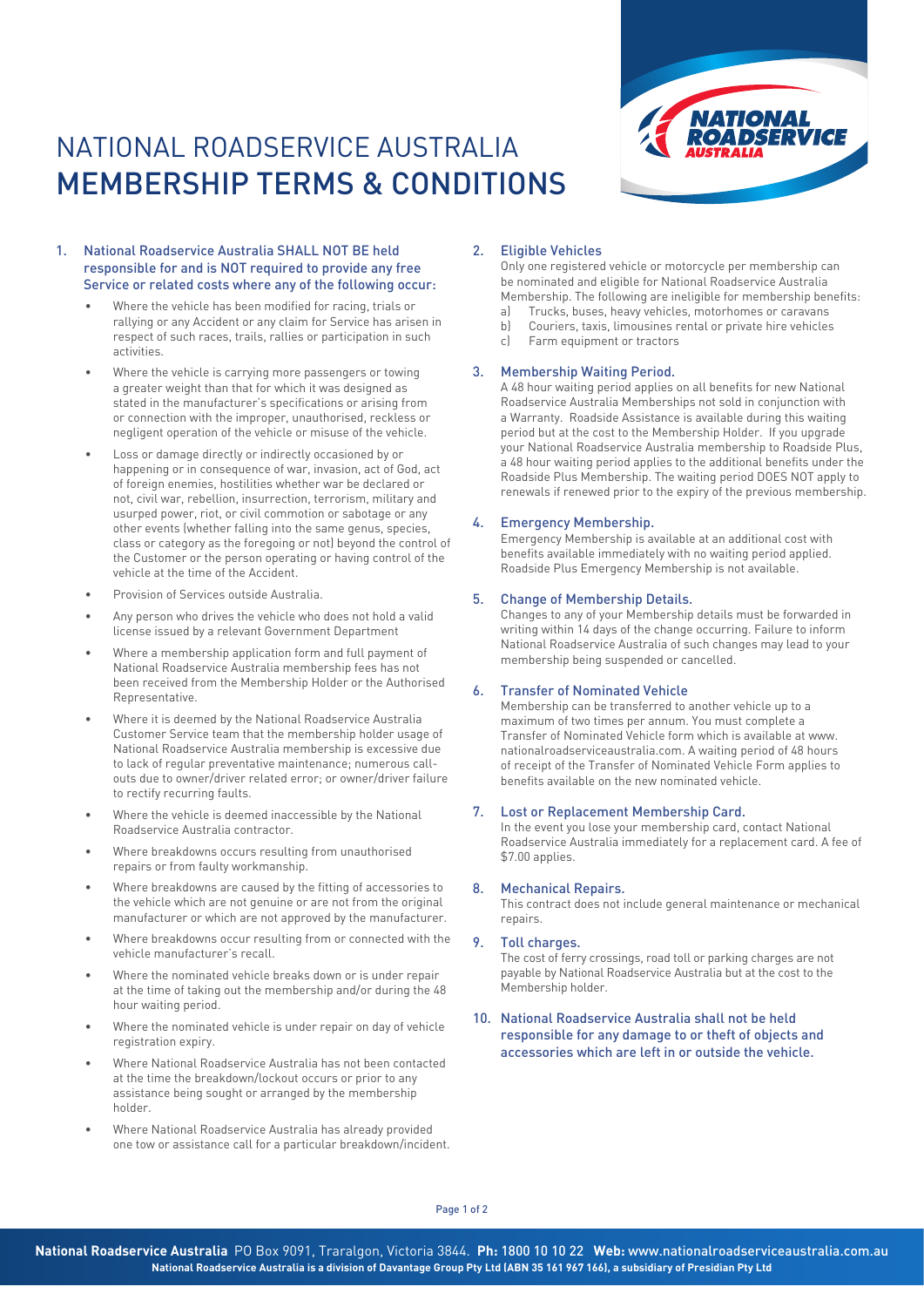# NATIONAL ROADSERVICE AUSTRALIA
# MEMBERSHIP TERMS & CONDITIONS

## 1. National Roadservice Australia SHALL NOT BE held responsible for and is NOT required to provide any free Service or related costs where any of the following occur:

- Where the vehicle has been modified for racing, trials or rallying or any Accident or any claim for Service has arisen in respect of such races, trails, rallies or participation in such activities.
- Where the vehicle is carrying more passengers or towing a greater weight than that for which it was designed as stated in the manufacturer's specifications or arising from or connection with the improper, unauthorised, reckless or negligent operation of the vehicle or misuse of the vehicle.
- Loss or damage directly or indirectly occasioned by or happening or in consequence of war, invasion, act of God, act of foreign enemies, hostilities whether war be declared or not, civil war, rebellion, insurrection, terrorism, military and usurped power, riot, or civil commotion or sabotage or any other events (whether falling into the same genus, species, class or category as the foregoing or not) beyond the control of the Customer or the person operating or having control of the vehicle at the time of the Accident.
- Provision of Services outside Australia.
- Any person who drives the vehicle who does not hold a valid license issued by a relevant Government Department
- Where a membership application form and full payment of National Roadservice Australia membership fees has not been received from the Membership Holder or the Authorised Representative.
- Where it is deemed by the National Roadservice Australia Customer Service team that the membership holder usage of National Roadservice Australia membership is excessive due to lack of regular preventative maintenance; numerous call-outs due to owner/driver related error; or owner/driver failure to rectify recurring faults.
- Where the vehicle is deemed inaccessible by the National Roadservice Australia contractor.
- Where breakdowns occurs resulting from unauthorised repairs or from faulty workmanship.
- Where breakdowns are caused by the fitting of accessories to the vehicle which are not genuine or are not from the original manufacturer or which are not approved by the manufacturer.
- Where breakdowns occur resulting from or connected with the vehicle manufacturer's recall.
- Where the nominated vehicle breaks down or is under repair at the time of taking out the membership and/or during the 48 hour waiting period.
- Where the nominated vehicle is under repair on day of vehicle registration expiry.
- Where National Roadservice Australia has not been contacted at the time the breakdown/lockout occurs or prior to any assistance being sought or arranged by the membership holder.
- Where National Roadservice Australia has already provided one tow or assistance call for a particular breakdown/incident.

## 2. Eligible Vehicles

Only one registered vehicle or motorcycle per membership can be nominated and eligible for National Roadservice Australia Membership. The following are ineligible for membership benefits:

a) Trucks, buses, heavy vehicles, motorhomes or caravans
b) Couriers, taxis, limousines rental or private hire vehicles
c) Farm equipment or tractors

## 3. Membership Waiting Period.

A 48 hour waiting period applies on all benefits for new National Roadservice Australia Memberships not sold in conjunction with a Warranty. Roadside Assistance is available during this waiting period but at the cost to the Membership Holder. If you upgrade your National Roadservice Australia membership to Roadside Plus, a 48 hour waiting period applies to the additional benefits under the Roadside Plus Membership. The waiting period DOES NOT apply to renewals if renewed prior to the expiry of the previous membership.

## 4. Emergency Membership.

Emergency Membership is available at an additional cost with benefits available immediately with no waiting period applied. Roadside Plus Emergency Membership is not available.

## 5. Change of Membership Details.

Changes to any of your Membership details must be forwarded in writing within 14 days of the change occurring. Failure to inform National Roadservice Australia of such changes may lead to your membership being suspended or cancelled.

## 6. Transfer of Nominated Vehicle

Membership can be transferred to another vehicle up to a maximum of two times per annum. You must complete a Transfer of Nominated Vehicle form which is available at www.nationalroadserviceaustralia.com. A waiting period of 48 hours of receipt of the Transfer of Nominated Vehicle Form applies to benefits available on the new nominated vehicle.

## 7. Lost or Replacement Membership Card.

In the event you lose your membership card, contact National Roadservice Australia immediately for a replacement card. A fee of $7.00 applies.

## 8. Mechanical Repairs.

This contract does not include general maintenance or mechanical repairs.

## 9. Toll charges.

The cost of ferry crossings, road toll or parking charges are not payable by National Roadservice Australia but at the cost to the Membership holder.

## 10. National Roadservice Australia shall not be held responsible for any damage to or theft of objects and accessories which are left in or outside the vehicle.

**National Roadservice Australia** PO Box 9091, Traralgon, Victoria 3844. **Ph:** 1800 10 10 22 **Web:** www.nationalroadserviceaustralia.com.au

**National Roadservice Australia is a division of Davantage Group Pty Ltd (ABN 35 161 967 166), a subsidiary of Presidian Pty Ltd**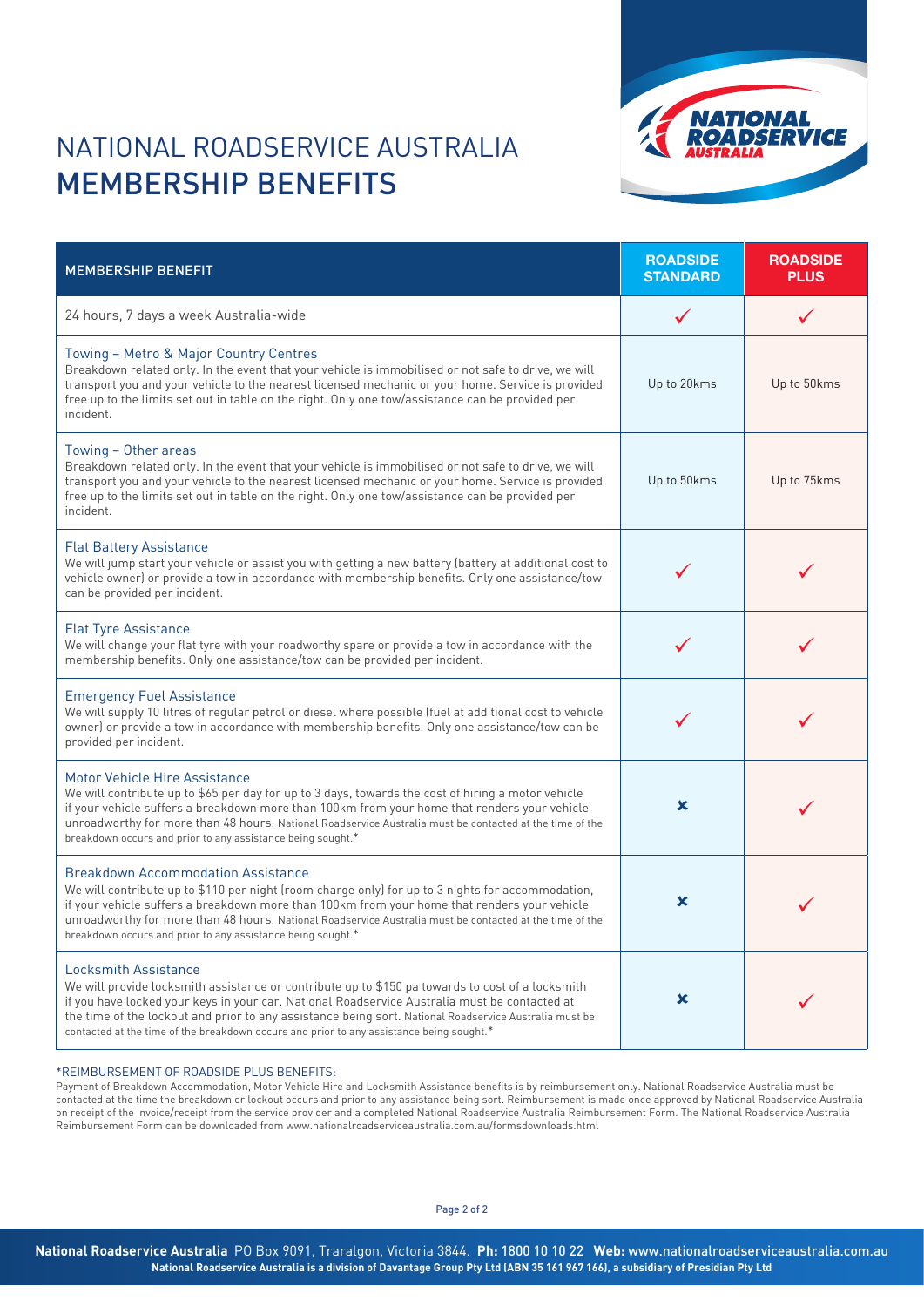# NATIONAL ROADSERVICE AUSTRALIA
# MEMBERSHIP BENEFITS

| MEMBERSHIP BENEFIT | ROADSIDE STANDARD | ROADSIDE PLUS |
|---|---|---|
| 24 hours, 7 days a week Australia-wide | ✓ | ✓ |
| **Towing – Metro & Major Country Centres**<br>Breakdown related only. In the event that your vehicle is immobilised or not safe to drive, we will transport you and your vehicle to the nearest licensed mechanic or your home. Service is provided free up to the limits set out in table on the right. Only one tow/assistance can be provided per incident. | Up to 20kms | Up to 50kms |
| **Towing – Other areas**<br>Breakdown related only. In the event that your vehicle is immobilised or not safe to drive, we will transport you and your vehicle to the nearest licensed mechanic or your home. Service is provided free up to the limits set out in table on the right. Only one tow/assistance can be provided per incident. | Up to 50kms | Up to 75kms |
| **Flat Battery Assistance**<br>We will jump start your vehicle or assist you with getting a new battery (battery at additional cost to vehicle owner) or provide a tow in accordance with membership benefits. Only one assistance/tow can be provided per incident. | ✓ | ✓ |
| **Flat Tyre Assistance**<br>We will change your flat tyre with your roadworthy spare or provide a tow in accordance with the membership benefits. Only one assistance/tow can be provided per incident. | ✓ | ✓ |
| **Emergency Fuel Assistance**<br>We will supply 10 litres of regular petrol or diesel where possible (fuel at additional cost to vehicle owner) or provide a tow in accordance with membership benefits. Only one assistance/tow can be provided per incident. | ✓ | ✓ |
| **Motor Vehicle Hire Assistance**<br>We will contribute up to $65 per day for up to 3 days, towards the cost of hiring a motor vehicle if your vehicle suffers a breakdown more than 100km from your home that renders your vehicle unroadworthy for more than 48 hours. National Roadservice Australia must be contacted at the time of the breakdown occurs and prior to any assistance being sought.* | ✗ | ✓ |
| **Breakdown Accommodation Assistance**<br>We will contribute up to $110 per night (room charge only) for up to 3 nights for accommodation, if your vehicle suffers a breakdown more than 100km from your home that renders your vehicle unroadworthy for more than 48 hours. National Roadservice Australia must be contacted at the time of the breakdown occurs and prior to any assistance being sought.* | ✗ | ✓ |
| **Locksmith Assistance**<br>We will provide locksmith assistance or contribute up to $150 pa towards to cost of a locksmith if you have locked your keys in your car. National Roadservice Australia must be contacted at the time of the lockout and prior to any assistance being sort. National Roadservice Australia must be contacted at the time of the breakdown occurs and prior to any assistance being sought.* | ✗ | ✓ |

*REIMBURSEMENT OF ROADSIDE PLUS BENEFITS:

Payment of Breakdown Accommodation, Motor Vehicle Hire and Locksmith Assistance benefits is by reimbursement only. National Roadservice Australia must be contacted at the time the breakdown or lockout occurs and prior to any assistance being sort. Reimbursement is made once approved by National Roadservice Australia on receipt of the invoice/receipt from the service provider and a completed National Roadservice Australia Reimbursement Form. The National Roadservice Australia Reimbursement Form can be downloaded from www.nationalroadserviceaustralia.com.au/formsdownloads.html

**National Roadservice Australia** PO Box 9091, Traralgon, Victoria 3844. **Ph:** 1800 10 10 22 **Web:** www.nationalroadserviceaustralia.com.au

**National Roadservice Australia is a division of Davantage Group Pty Ltd (ABN 35 161 967 166), a subsidiary of Presidian Pty Ltd**